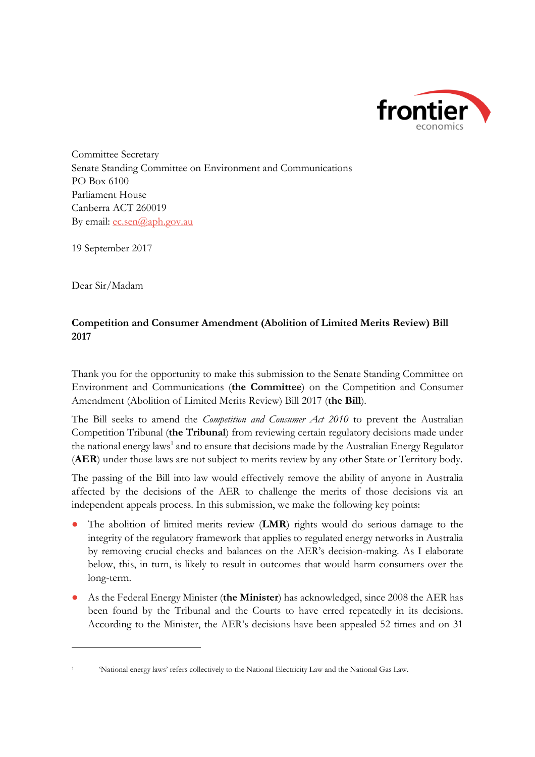Committee Secretary
Senate Standing Committee on Environment and Communications
PO Box 6100
Parliament House
Canberra ACT 260019
By email: ec.sen@aph.gov.au

19 September 2017

Dear Sir/Madam

**Competition and Consumer Amendment (Abolition of Limited Merits Review) Bill 2017**

Thank you for the opportunity to make this submission to the Senate Standing Committee on Environment and Communications (**the Committee**) on the Competition and Consumer Amendment (Abolition of Limited Merits Review) Bill 2017 (**the Bill**).

The Bill seeks to amend the *Competition and Consumer Act 2010* to prevent the Australian Competition Tribunal (**the Tribunal**) from reviewing certain regulatory decisions made under the national energy laws[1] and to ensure that decisions made by the Australian Energy Regulator (**AER**) under those laws are not subject to merits review by any other State or Territory body.

The passing of the Bill into law would effectively remove the ability of anyone in Australia affected by the decisions of the AER to challenge the merits of those decisions via an independent appeals process. In this submission, we make the following key points:

- The abolition of limited merits review (**LMR**) rights would do serious damage to the integrity of the regulatory framework that applies to regulated energy networks in Australia by removing crucial checks and balances on the AER's decision-making. As I elaborate below, this, in turn, is likely to result in outcomes that would harm consumers over the long-term.
- As the Federal Energy Minister (**the Minister**) has acknowledged, since 2008 the AER has been found by the Tribunal and the Courts to have erred repeatedly in its decisions. According to the Minister, the AER's decisions have been appealed 52 times and on 31

[1] 'National energy laws' refers collectively to the National Electricity Law and the National Gas Law.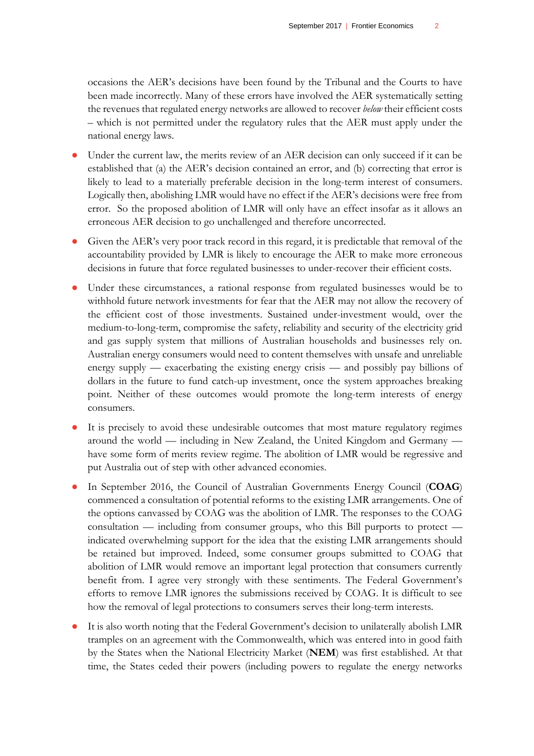occasions the AER's decisions have been found by the Tribunal and the Courts to have been made incorrectly. Many of these errors have involved the AER systematically setting the revenues that regulated energy networks are allowed to recover *below* their efficient costs – which is not permitted under the regulatory rules that the AER must apply under the national energy laws.

- Under the current law, the merits review of an AER decision can only succeed if it can be established that (a) the AER's decision contained an error, and (b) correcting that error is likely to lead to a materially preferable decision in the long-term interest of consumers. Logically then, abolishing LMR would have no effect if the AER's decisions were free from error. So the proposed abolition of LMR will only have an effect insofar as it allows an erroneous AER decision to go unchallenged and therefore uncorrected.
- Given the AER's very poor track record in this regard, it is predictable that removal of the accountability provided by LMR is likely to encourage the AER to make more erroneous decisions in future that force regulated businesses to under-recover their efficient costs.
- Under these circumstances, a rational response from regulated businesses would be to withhold future network investments for fear that the AER may not allow the recovery of the efficient cost of those investments. Sustained under-investment would, over the medium-to-long-term, compromise the safety, reliability and security of the electricity grid and gas supply system that millions of Australian households and businesses rely on. Australian energy consumers would need to content themselves with unsafe and unreliable energy supply — exacerbating the existing energy crisis — and possibly pay billions of dollars in the future to fund catch-up investment, once the system approaches breaking point. Neither of these outcomes would promote the long-term interests of energy consumers.
- It is precisely to avoid these undesirable outcomes that most mature regulatory regimes around the world — including in New Zealand, the United Kingdom and Germany — have some form of merits review regime. The abolition of LMR would be regressive and put Australia out of step with other advanced economies.
- In September 2016, the Council of Australian Governments Energy Council (**COAG**) commenced a consultation of potential reforms to the existing LMR arrangements. One of the options canvassed by COAG was the abolition of LMR. The responses to the COAG consultation — including from consumer groups, who this Bill purports to protect — indicated overwhelming support for the idea that the existing LMR arrangements should be retained but improved. Indeed, some consumer groups submitted to COAG that abolition of LMR would remove an important legal protection that consumers currently benefit from. I agree very strongly with these sentiments. The Federal Government's efforts to remove LMR ignores the submissions received by COAG. It is difficult to see how the removal of legal protections to consumers serves their long-term interests.
- It is also worth noting that the Federal Government's decision to unilaterally abolish LMR tramples on an agreement with the Commonwealth, which was entered into in good faith by the States when the National Electricity Market (**NEM**) was first established. At that time, the States ceded their powers (including powers to regulate the energy networks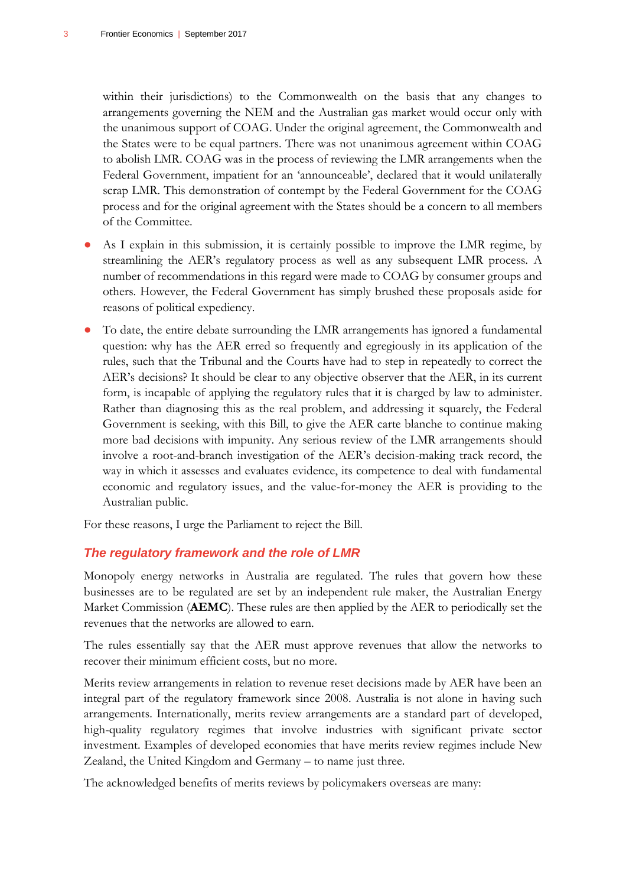within their jurisdictions) to the Commonwealth on the basis that any changes to arrangements governing the NEM and the Australian gas market would occur only with the unanimous support of COAG. Under the original agreement, the Commonwealth and the States were to be equal partners. There was not unanimous agreement within COAG to abolish LMR. COAG was in the process of reviewing the LMR arrangements when the Federal Government, impatient for an 'announceable', declared that it would unilaterally scrap LMR. This demonstration of contempt by the Federal Government for the COAG process and for the original agreement with the States should be a concern to all members of the Committee.

- As I explain in this submission, it is certainly possible to improve the LMR regime, by streamlining the AER's regulatory process as well as any subsequent LMR process. A number of recommendations in this regard were made to COAG by consumer groups and others. However, the Federal Government has simply brushed these proposals aside for reasons of political expediency.
- To date, the entire debate surrounding the LMR arrangements has ignored a fundamental question: why has the AER erred so frequently and egregiously in its application of the rules, such that the Tribunal and the Courts have had to step in repeatedly to correct the AER's decisions? It should be clear to any objective observer that the AER, in its current form, is incapable of applying the regulatory rules that it is charged by law to administer. Rather than diagnosing this as the real problem, and addressing it squarely, the Federal Government is seeking, with this Bill, to give the AER carte blanche to continue making more bad decisions with impunity. Any serious review of the LMR arrangements should involve a root-and-branch investigation of the AER's decision-making track record, the way in which it assesses and evaluates evidence, its competence to deal with fundamental economic and regulatory issues, and the value-for-money the AER is providing to the Australian public.

For these reasons, I urge the Parliament to reject the Bill.

## *The regulatory framework and the role of LMR*

Monopoly energy networks in Australia are regulated. The rules that govern how these businesses are to be regulated are set by an independent rule maker, the Australian Energy Market Commission (**AEMC**). These rules are then applied by the AER to periodically set the revenues that the networks are allowed to earn.

The rules essentially say that the AER must approve revenues that allow the networks to recover their minimum efficient costs, but no more.

Merits review arrangements in relation to revenue reset decisions made by AER have been an integral part of the regulatory framework since 2008. Australia is not alone in having such arrangements. Internationally, merits review arrangements are a standard part of developed, high-quality regulatory regimes that involve industries with significant private sector investment. Examples of developed economies that have merits review regimes include New Zealand, the United Kingdom and Germany – to name just three.

The acknowledged benefits of merits reviews by policymakers overseas are many: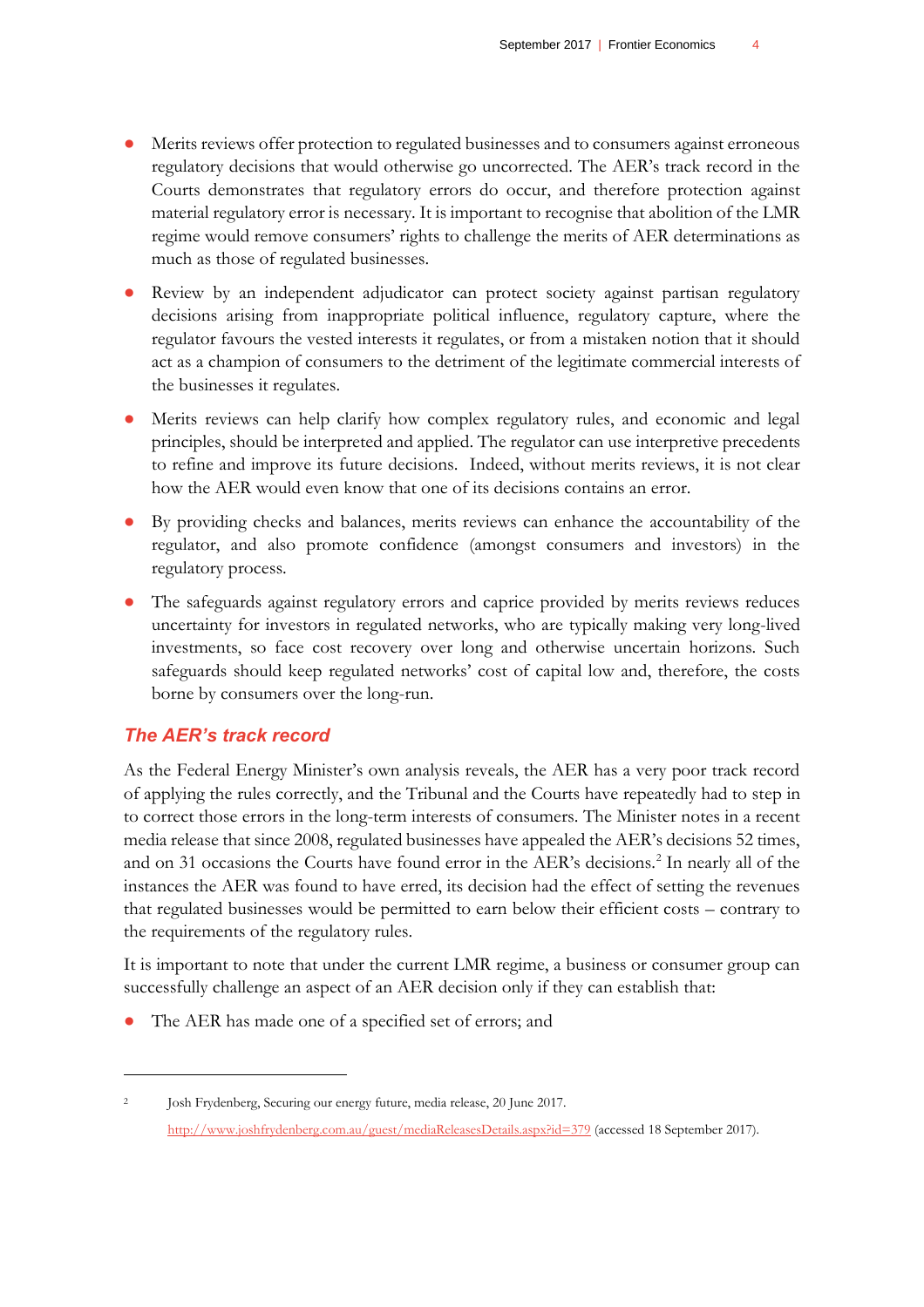- Merits reviews offer protection to regulated businesses and to consumers against erroneous regulatory decisions that would otherwise go uncorrected. The AER's track record in the Courts demonstrates that regulatory errors do occur, and therefore protection against material regulatory error is necessary. It is important to recognise that abolition of the LMR regime would remove consumers' rights to challenge the merits of AER determinations as much as those of regulated businesses.
- Review by an independent adjudicator can protect society against partisan regulatory decisions arising from inappropriate political influence, regulatory capture, where the regulator favours the vested interests it regulates, or from a mistaken notion that it should act as a champion of consumers to the detriment of the legitimate commercial interests of the businesses it regulates.
- Merits reviews can help clarify how complex regulatory rules, and economic and legal principles, should be interpreted and applied. The regulator can use interpretive precedents to refine and improve its future decisions. Indeed, without merits reviews, it is not clear how the AER would even know that one of its decisions contains an error.
- By providing checks and balances, merits reviews can enhance the accountability of the regulator, and also promote confidence (amongst consumers and investors) in the regulatory process.
- The safeguards against regulatory errors and caprice provided by merits reviews reduces uncertainty for investors in regulated networks, who are typically making very long-lived investments, so face cost recovery over long and otherwise uncertain horizons. Such safeguards should keep regulated networks' cost of capital low and, therefore, the costs borne by consumers over the long-run.

### *The AER's track record*

As the Federal Energy Minister's own analysis reveals, the AER has a very poor track record of applying the rules correctly, and the Tribunal and the Courts have repeatedly had to step in to correct those errors in the long-term interests of consumers. The Minister notes in a recent media release that since 2008, regulated businesses have appealed the AER's decisions 52 times, and on 31 occasions the Courts have found error in the AER's decisions.[2] In nearly all of the instances the AER was found to have erred, its decision had the effect of setting the revenues that regulated businesses would be permitted to earn below their efficient costs – contrary to the requirements of the regulatory rules.

It is important to note that under the current LMR regime, a business or consumer group can successfully challenge an aspect of an AER decision only if they can establish that:

- The AER has made one of a specified set of errors; and

---

[2] Josh Frydenberg, Securing our energy future, media release, 20 June 2017. http://www.joshfrydenberg.com.au/guest/mediaReleasesDetails.aspx?id=379 (accessed 18 September 2017).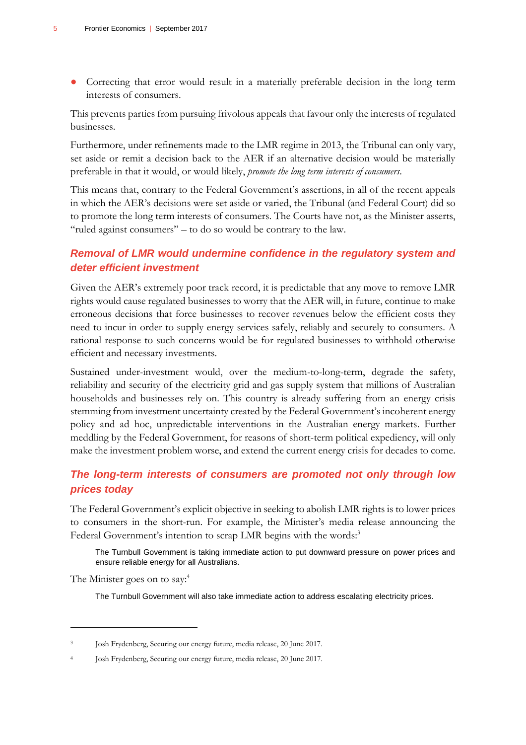- Correcting that error would result in a materially preferable decision in the long term interests of consumers.

This prevents parties from pursuing frivolous appeals that favour only the interests of regulated businesses.

Furthermore, under refinements made to the LMR regime in 2013, the Tribunal can only vary, set aside or remit a decision back to the AER if an alternative decision would be materially preferable in that it would, or would likely, *promote the long term interests of consumers*.

This means that, contrary to the Federal Government's assertions, in all of the recent appeals in which the AER's decisions were set aside or varied, the Tribunal (and Federal Court) did so to promote the long term interests of consumers. The Courts have not, as the Minister asserts, "ruled against consumers" – to do so would be contrary to the law.

### Removal of LMR would undermine confidence in the regulatory system and deter efficient investment

Given the AER's extremely poor track record, it is predictable that any move to remove LMR rights would cause regulated businesses to worry that the AER will, in future, continue to make erroneous decisions that force businesses to recover revenues below the efficient costs they need to incur in order to supply energy services safely, reliably and securely to consumers. A rational response to such concerns would be for regulated businesses to withhold otherwise efficient and necessary investments.

Sustained under-investment would, over the medium-to-long-term, degrade the safety, reliability and security of the electricity grid and gas supply system that millions of Australian households and businesses rely on. This country is already suffering from an energy crisis stemming from investment uncertainty created by the Federal Government's incoherent energy policy and ad hoc, unpredictable interventions in the Australian energy markets. Further meddling by the Federal Government, for reasons of short-term political expediency, will only make the investment problem worse, and extend the current energy crisis for decades to come.

### The long-term interests of consumers are promoted not only through low prices today

The Federal Government's explicit objective in seeking to abolish LMR rights is to lower prices to consumers in the short-run. For example, the Minister's media release announcing the Federal Government's intention to scrap LMR begins with the words:[3]

> The Turnbull Government is taking immediate action to put downward pressure on power prices and ensure reliable energy for all Australians.

The Minister goes on to say:[4]

> The Turnbull Government will also take immediate action to address escalating electricity prices.

---

[3] Josh Frydenberg, Securing our energy future, media release, 20 June 2017.

[4] Josh Frydenberg, Securing our energy future, media release, 20 June 2017.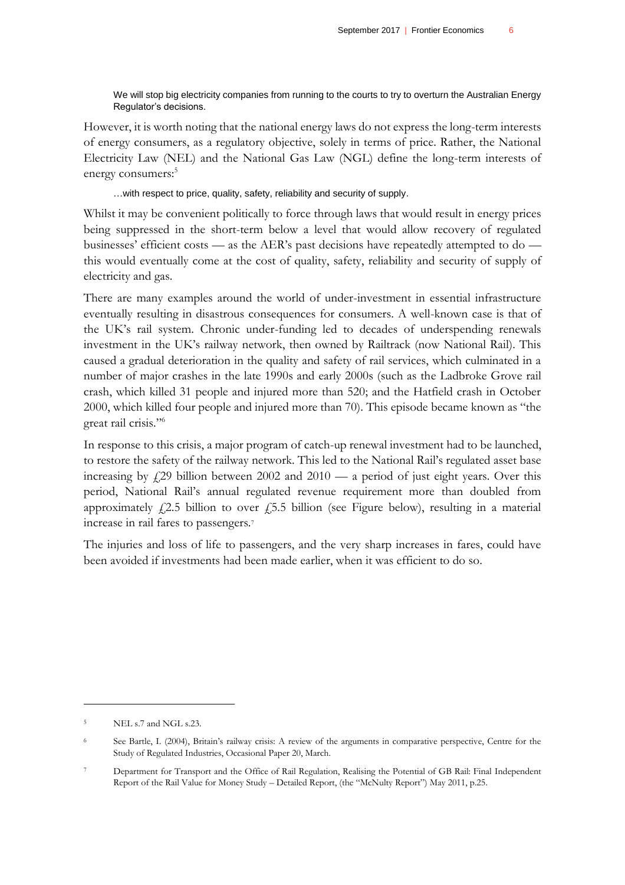> We will stop big electricity companies from running to the courts to try to overturn the Australian Energy Regulator's decisions.

However, it is worth noting that the national energy laws do not express the long-term interests of energy consumers, as a regulatory objective, solely in terms of price. Rather, the National Electricity Law (NEL) and the National Gas Law (NGL) define the long-term interests of energy consumers:[5]

> …with respect to price, quality, safety, reliability and security of supply.

Whilst it may be convenient politically to force through laws that would result in energy prices being suppressed in the short-term below a level that would allow recovery of regulated businesses' efficient costs — as the AER's past decisions have repeatedly attempted to do — this would eventually come at the cost of quality, safety, reliability and security of supply of electricity and gas.

There are many examples around the world of under-investment in essential infrastructure eventually resulting in disastrous consequences for consumers. A well-known case is that of the UK's rail system. Chronic under-funding led to decades of underspending renewals investment in the UK's railway network, then owned by Railtrack (now National Rail). This caused a gradual deterioration in the quality and safety of rail services, which culminated in a number of major crashes in the late 1990s and early 2000s (such as the Ladbroke Grove rail crash, which killed 31 people and injured more than 520; and the Hatfield crash in October 2000, which killed four people and injured more than 70). This episode became known as "the great rail crisis."[6]

In response to this crisis, a major program of catch-up renewal investment had to be launched, to restore the safety of the railway network. This led to the National Rail's regulated asset base increasing by £29 billion between 2002 and 2010 — a period of just eight years. Over this period, National Rail's annual regulated revenue requirement more than doubled from approximately £2.5 billion to over £5.5 billion (see Figure below), resulting in a material increase in rail fares to passengers.[7]

The injuries and loss of life to passengers, and the very sharp increases in fares, could have been avoided if investments had been made earlier, when it was efficient to do so.

---

[5] NEL s.7 and NGL s.23.

[6] See Bartle, I. (2004), Britain's railway crisis: A review of the arguments in comparative perspective, Centre for the Study of Regulated Industries, Occasional Paper 20, March.

[7] Department for Transport and the Office of Rail Regulation, Realising the Potential of GB Rail: Final Independent Report of the Rail Value for Money Study – Detailed Report, (the "McNulty Report") May 2011, p.25.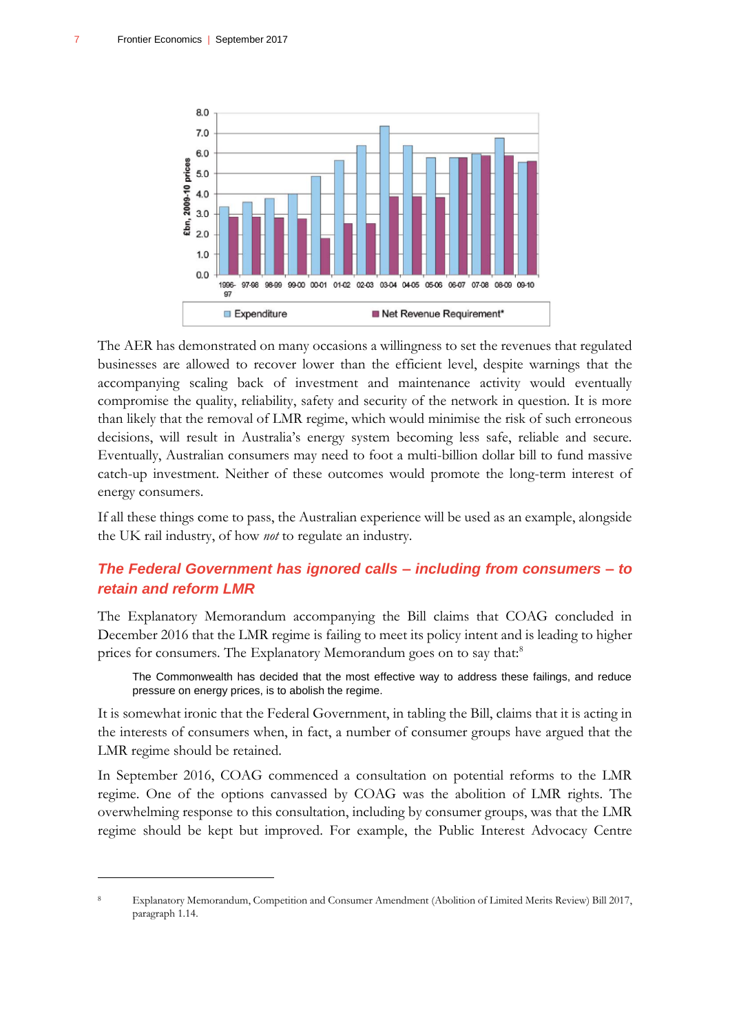The AER has demonstrated on many occasions a willingness to set the revenues that regulated businesses are allowed to recover lower than the efficient level, despite warnings that the accompanying scaling back of investment and maintenance activity would eventually compromise the quality, reliability, safety and security of the network in question. It is more than likely that the removal of LMR regime, which would minimise the risk of such erroneous decisions, will result in Australia's energy system becoming less safe, reliable and secure. Eventually, Australian consumers may need to foot a multi-billion dollar bill to fund massive catch-up investment. Neither of these outcomes would promote the long-term interest of energy consumers.

If all these things come to pass, the Australian experience will be used as an example, alongside the UK rail industry, of how *not* to regulate an industry.

### The Federal Government has ignored calls – including from consumers – to retain and reform LMR

The Explanatory Memorandum accompanying the Bill claims that COAG concluded in December 2016 that the LMR regime is failing to meet its policy intent and is leading to higher prices for consumers. The Explanatory Memorandum goes on to say that:[8]

> The Commonwealth has decided that the most effective way to address these failings, and reduce pressure on energy prices, is to abolish the regime.

It is somewhat ironic that the Federal Government, in tabling the Bill, claims that it is acting in the interests of consumers when, in fact, a number of consumer groups have argued that the LMR regime should be retained.

In September 2016, COAG commenced a consultation on potential reforms to the LMR regime. One of the options canvassed by COAG was the abolition of LMR rights. The overwhelming response to this consultation, including by consumer groups, was that the LMR regime should be kept but improved. For example, the Public Interest Advocacy Centre

---

[8] Explanatory Memorandum, Competition and Consumer Amendment (Abolition of Limited Merits Review) Bill 2017, paragraph 1.14.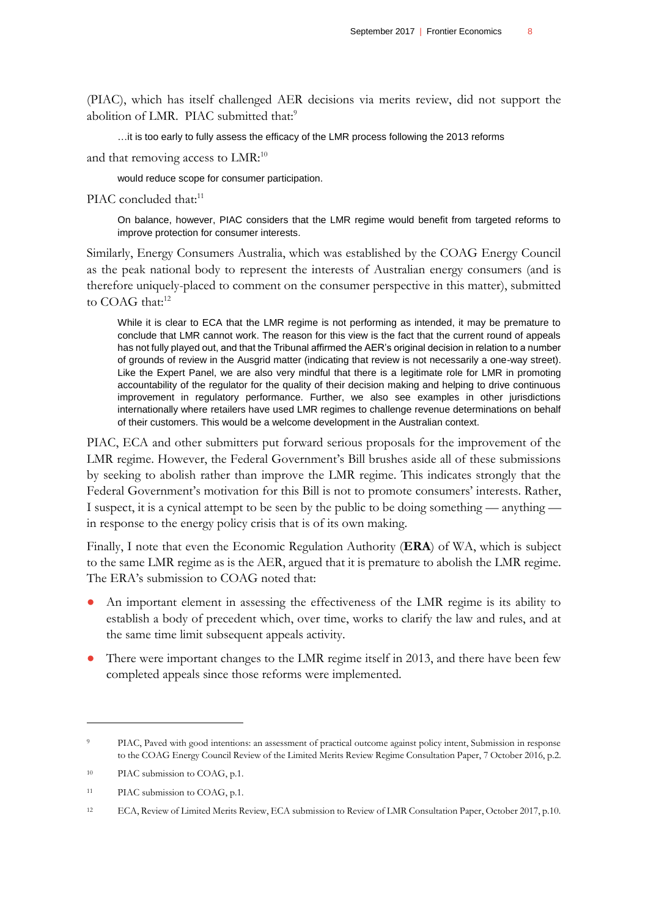(PIAC), which has itself challenged AER decisions via merits review, did not support the abolition of LMR. PIAC submitted that:[9]

> …it is too early to fully assess the efficacy of the LMR process following the 2013 reforms

and that removing access to LMR:[10]

> would reduce scope for consumer participation.

PIAC concluded that:[11]

> On balance, however, PIAC considers that the LMR regime would benefit from targeted reforms to improve protection for consumer interests.

Similarly, Energy Consumers Australia, which was established by the COAG Energy Council as the peak national body to represent the interests of Australian energy consumers (and is therefore uniquely-placed to comment on the consumer perspective in this matter), submitted to COAG that:[12]

> While it is clear to ECA that the LMR regime is not performing as intended, it may be premature to conclude that LMR cannot work. The reason for this view is the fact that the current round of appeals has not fully played out, and that the Tribunal affirmed the AER's original decision in relation to a number of grounds of review in the Ausgrid matter (indicating that review is not necessarily a one-way street). Like the Expert Panel, we are also very mindful that there is a legitimate role for LMR in promoting accountability of the regulator for the quality of their decision making and helping to drive continuous improvement in regulatory performance. Further, we also see examples in other jurisdictions internationally where retailers have used LMR regimes to challenge revenue determinations on behalf of their customers. This would be a welcome development in the Australian context.

PIAC, ECA and other submitters put forward serious proposals for the improvement of the LMR regime. However, the Federal Government's Bill brushes aside all of these submissions by seeking to abolish rather than improve the LMR regime. This indicates strongly that the Federal Government's motivation for this Bill is not to promote consumers' interests. Rather, I suspect, it is a cynical attempt to be seen by the public to be doing something — anything — in response to the energy policy crisis that is of its own making.

Finally, I note that even the Economic Regulation Authority (**ERA**) of WA, which is subject to the same LMR regime as is the AER, argued that it is premature to abolish the LMR regime. The ERA's submission to COAG noted that:

- An important element in assessing the effectiveness of the LMR regime is its ability to establish a body of precedent which, over time, works to clarify the law and rules, and at the same time limit subsequent appeals activity.
- There were important changes to the LMR regime itself in 2013, and there have been few completed appeals since those reforms were implemented.

---

[9] PIAC, Paved with good intentions: an assessment of practical outcome against policy intent, Submission in response to the COAG Energy Council Review of the Limited Merits Review Regime Consultation Paper, 7 October 2016, p.2.

[10] PIAC submission to COAG, p.1.

[11] PIAC submission to COAG, p.1.

[12] ECA, Review of Limited Merits Review, ECA submission to Review of LMR Consultation Paper, October 2017, p.10.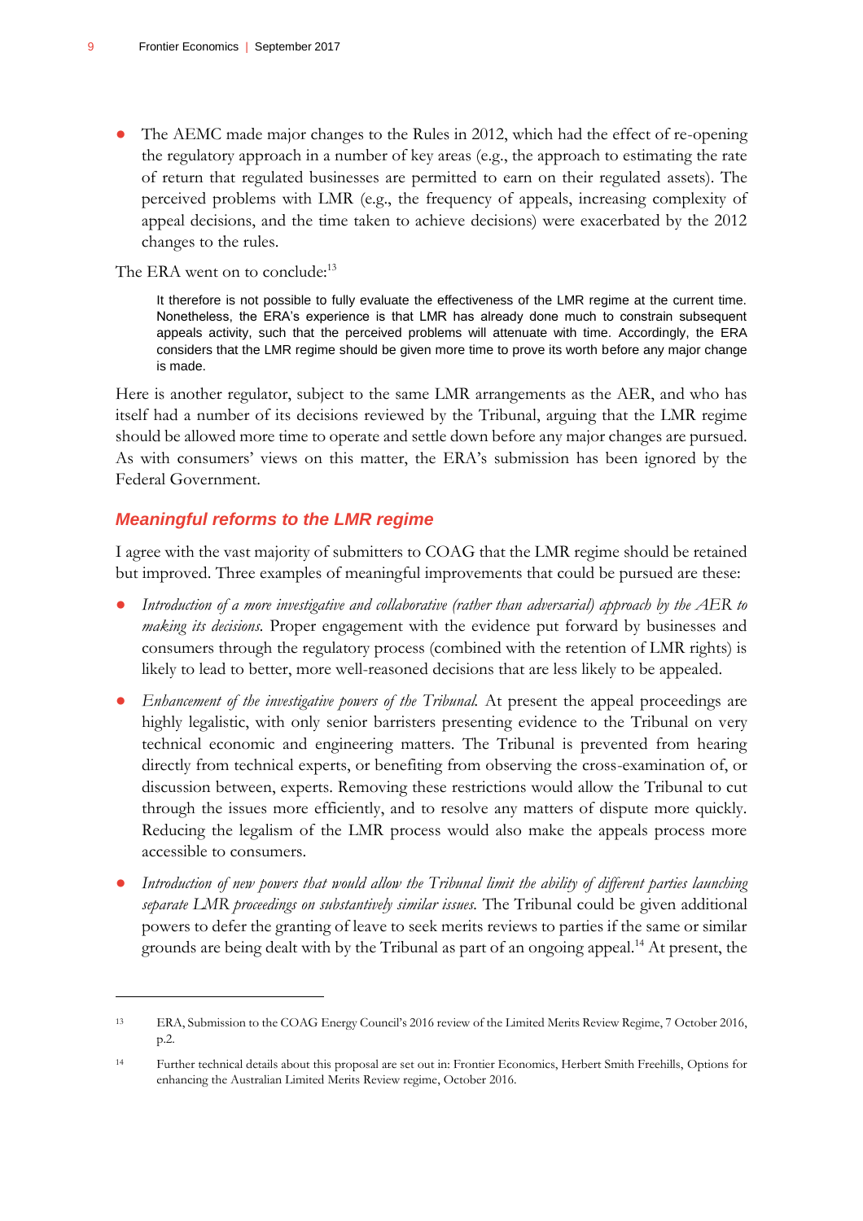- The AEMC made major changes to the Rules in 2012, which had the effect of re-opening the regulatory approach in a number of key areas (e.g., the approach to estimating the rate of return that regulated businesses are permitted to earn on their regulated assets). The perceived problems with LMR (e.g., the frequency of appeals, increasing complexity of appeal decisions, and the time taken to achieve decisions) were exacerbated by the 2012 changes to the rules.

The ERA went on to conclude:[13]

> It therefore is not possible to fully evaluate the effectiveness of the LMR regime at the current time. Nonetheless, the ERA's experience is that LMR has already done much to constrain subsequent appeals activity, such that the perceived problems will attenuate with time. Accordingly, the ERA considers that the LMR regime should be given more time to prove its worth before any major change is made.

Here is another regulator, subject to the same LMR arrangements as the AER, and who has itself had a number of its decisions reviewed by the Tribunal, arguing that the LMR regime should be allowed more time to operate and settle down before any major changes are pursued. As with consumers' views on this matter, the ERA's submission has been ignored by the Federal Government.

## Meaningful reforms to the LMR regime

I agree with the vast majority of submitters to COAG that the LMR regime should be retained but improved. Three examples of meaningful improvements that could be pursued are these:

- *Introduction of a more investigative and collaborative (rather than adversarial) approach by the AER to making its decisions.* Proper engagement with the evidence put forward by businesses and consumers through the regulatory process (combined with the retention of LMR rights) is likely to lead to better, more well-reasoned decisions that are less likely to be appealed.
- *Enhancement of the investigative powers of the Tribunal.* At present the appeal proceedings are highly legalistic, with only senior barristers presenting evidence to the Tribunal on very technical economic and engineering matters. The Tribunal is prevented from hearing directly from technical experts, or benefiting from observing the cross-examination of, or discussion between, experts. Removing these restrictions would allow the Tribunal to cut through the issues more efficiently, and to resolve any matters of dispute more quickly. Reducing the legalism of the LMR process would also make the appeals process more accessible to consumers.
- *Introduction of new powers that would allow the Tribunal limit the ability of different parties launching separate LMR proceedings on substantively similar issues.* The Tribunal could be given additional powers to defer the granting of leave to seek merits reviews to parties if the same or similar grounds are being dealt with by the Tribunal as part of an ongoing appeal.[14] At present, the

---

[13] ERA, Submission to the COAG Energy Council's 2016 review of the Limited Merits Review Regime, 7 October 2016, p.2.

[14] Further technical details about this proposal are set out in: Frontier Economics, Herbert Smith Freehills, Options for enhancing the Australian Limited Merits Review regime, October 2016.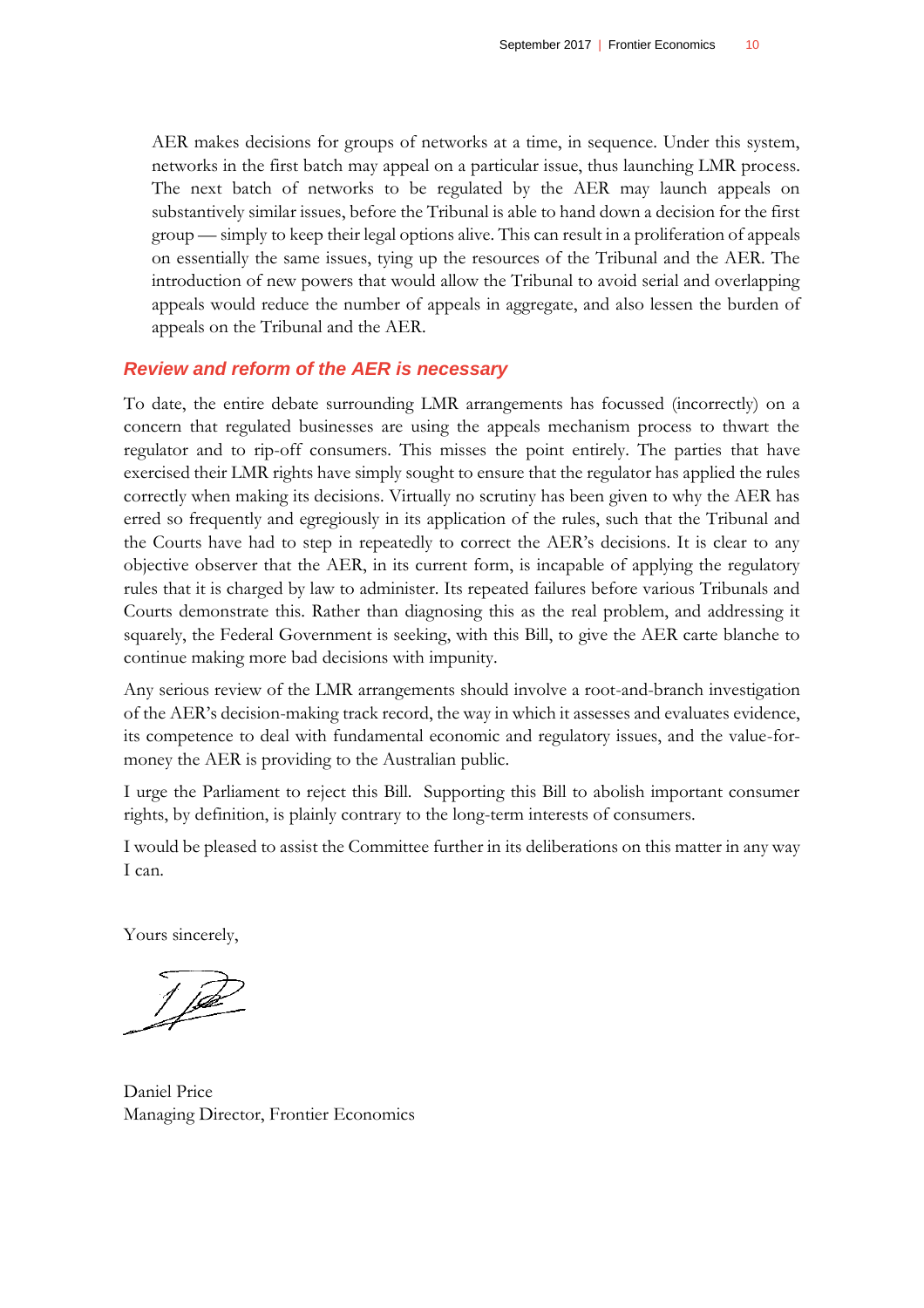AER makes decisions for groups of networks at a time, in sequence. Under this system, networks in the first batch may appeal on a particular issue, thus launching LMR process. The next batch of networks to be regulated by the AER may launch appeals on substantively similar issues, before the Tribunal is able to hand down a decision for the first group — simply to keep their legal options alive. This can result in a proliferation of appeals on essentially the same issues, tying up the resources of the Tribunal and the AER. The introduction of new powers that would allow the Tribunal to avoid serial and overlapping appeals would reduce the number of appeals in aggregate, and also lessen the burden of appeals on the Tribunal and the AER.

### *Review and reform of the AER is necessary*

To date, the entire debate surrounding LMR arrangements has focussed (incorrectly) on a concern that regulated businesses are using the appeals mechanism process to thwart the regulator and to rip-off consumers. This misses the point entirely. The parties that have exercised their LMR rights have simply sought to ensure that the regulator has applied the rules correctly when making its decisions. Virtually no scrutiny has been given to why the AER has erred so frequently and egregiously in its application of the rules, such that the Tribunal and the Courts have had to step in repeatedly to correct the AER's decisions. It is clear to any objective observer that the AER, in its current form, is incapable of applying the regulatory rules that it is charged by law to administer. Its repeated failures before various Tribunals and Courts demonstrate this. Rather than diagnosing this as the real problem, and addressing it squarely, the Federal Government is seeking, with this Bill, to give the AER carte blanche to continue making more bad decisions with impunity.

Any serious review of the LMR arrangements should involve a root-and-branch investigation of the AER's decision-making track record, the way in which it assesses and evaluates evidence, its competence to deal with fundamental economic and regulatory issues, and the value-for-money the AER is providing to the Australian public.

I urge the Parliament to reject this Bill. Supporting this Bill to abolish important consumer rights, by definition, is plainly contrary to the long-term interests of consumers.

I would be pleased to assist the Committee further in its deliberations on this matter in any way I can.

Yours sincerely,

Daniel Price
Managing Director, Frontier Economics